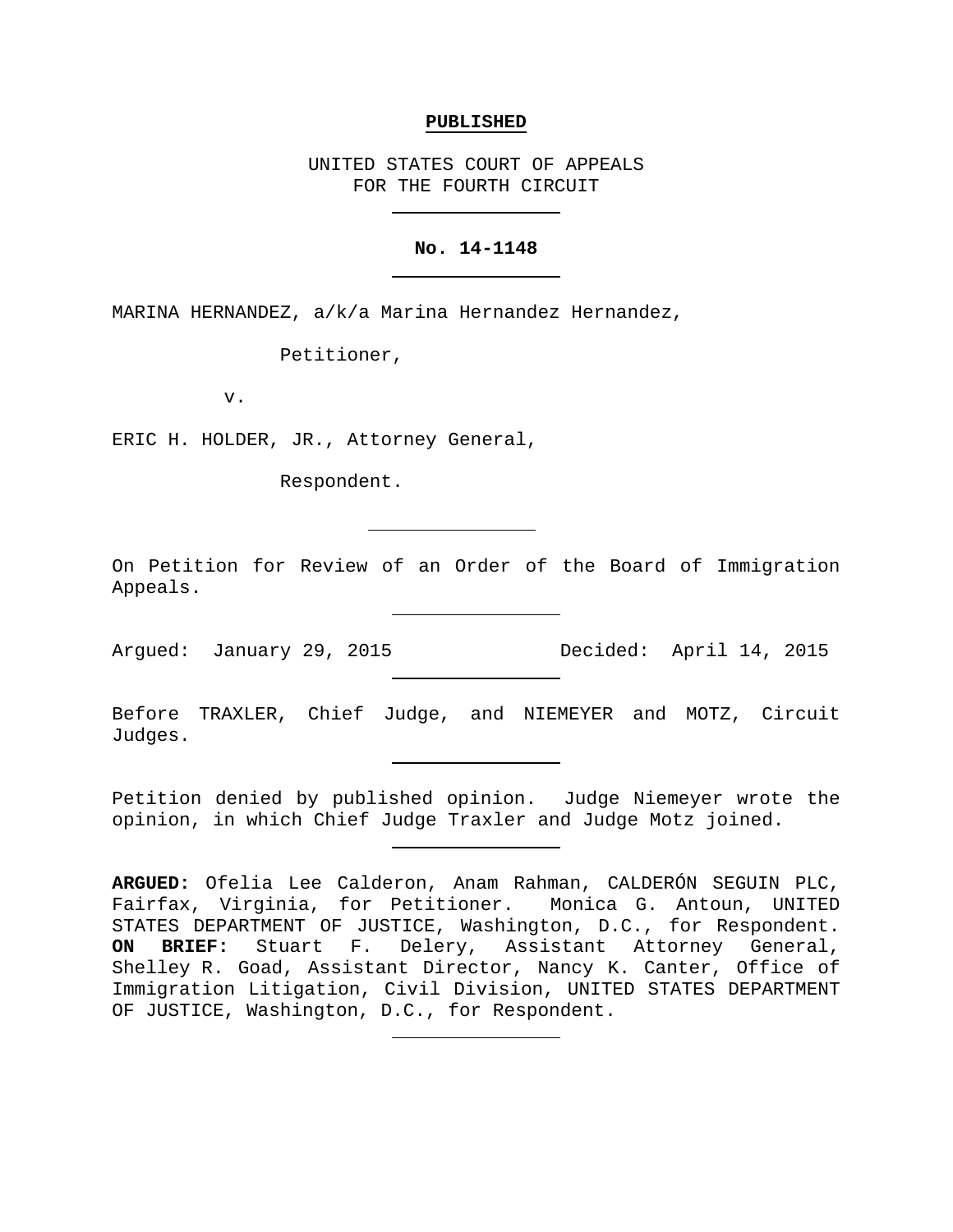**PUBLISHED**

UNITED STATES COURT OF APPEALS
FOR THE FOURTH CIRCUIT

**No. 14-1148**

MARINA HERNANDEZ, a/k/a Marina Hernandez Hernandez,

Petitioner,

v.

ERIC H. HOLDER, JR., Attorney General,

Respondent.

On Petition for Review of an Order of the Board of Immigration Appeals.

Argued: January 29, 2015 Decided: April 14, 2015

Before TRAXLER, Chief Judge, and NIEMEYER and MOTZ, Circuit Judges.

Petition denied by published opinion. Judge Niemeyer wrote the opinion, in which Chief Judge Traxler and Judge Motz joined.

**ARGUED:** Ofelia Lee Calderon, Anam Rahman, CALDERÓN SEGUIN PLC, Fairfax, Virginia, for Petitioner. Monica G. Antoun, UNITED STATES DEPARTMENT OF JUSTICE, Washington, D.C., for Respondent. **ON BRIEF:** Stuart F. Delery, Assistant Attorney General, Shelley R. Goad, Assistant Director, Nancy K. Canter, Office of Immigration Litigation, Civil Division, UNITED STATES DEPARTMENT OF JUSTICE, Washington, D.C., for Respondent.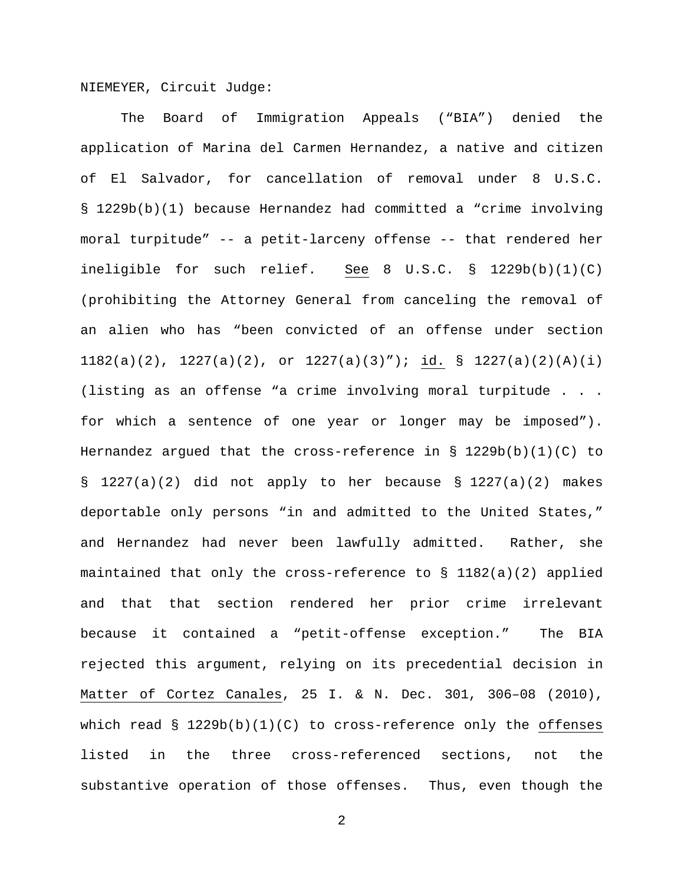NIEMEYER, Circuit Judge:

The Board of Immigration Appeals ("BIA") denied the application of Marina del Carmen Hernandez, a native and citizen of El Salvador, for cancellation of removal under 8 U.S.C. § 1229b(b)(1) because Hernandez had committed a "crime involving moral turpitude" -- a petit-larceny offense -- that rendered her ineligible for such relief. See 8 U.S.C. § 1229b(b)(1)(C) (prohibiting the Attorney General from canceling the removal of an alien who has "been convicted of an offense under section 1182(a)(2), 1227(a)(2), or 1227(a)(3)"); id. § 1227(a)(2)(A)(i) (listing as an offense "a crime involving moral turpitude . . . for which a sentence of one year or longer may be imposed"). Hernandez argued that the cross-reference in § 1229b(b)(1)(C) to § 1227(a)(2) did not apply to her because § 1227(a)(2) makes deportable only persons "in and admitted to the United States," and Hernandez had never been lawfully admitted. Rather, she maintained that only the cross-reference to § 1182(a)(2) applied and that that section rendered her prior crime irrelevant because it contained a "petit-offense exception." The BIA rejected this argument, relying on its precedential decision in Matter of Cortez Canales, 25 I. & N. Dec. 301, 306–08 (2010), which read § 1229b(b)(1)(C) to cross-reference only the offenses listed in the three cross-referenced sections, not the substantive operation of those offenses. Thus, even though the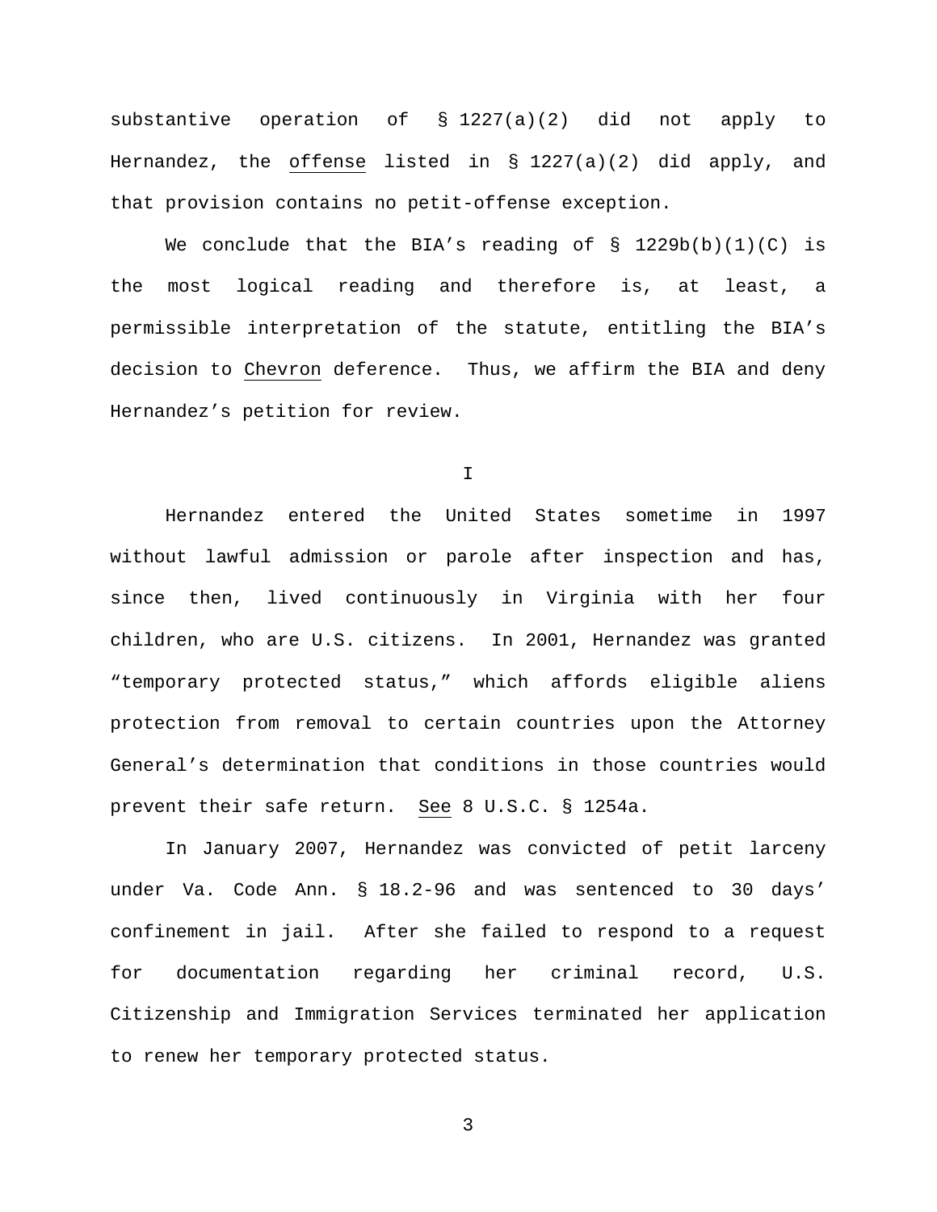substantive operation of § 1227(a)(2) did not apply to Hernandez, the _offense_ listed in § 1227(a)(2) did apply, and that provision contains no petit-offense exception.

We conclude that the BIA's reading of § 1229b(b)(1)(C) is the most logical reading and therefore is, at least, a permissible interpretation of the statute, entitling the BIA's decision to _Chevron_ deference. Thus, we affirm the BIA and deny Hernandez's petition for review.

## I

Hernandez entered the United States sometime in 1997 without lawful admission or parole after inspection and has, since then, lived continuously in Virginia with her four children, who are U.S. citizens. In 2001, Hernandez was granted "temporary protected status," which affords eligible aliens protection from removal to certain countries upon the Attorney General's determination that conditions in those countries would prevent their safe return. _See_ 8 U.S.C. § 1254a.

In January 2007, Hernandez was convicted of petit larceny under Va. Code Ann. § 18.2-96 and was sentenced to 30 days' confinement in jail. After she failed to respond to a request for documentation regarding her criminal record, U.S. Citizenship and Immigration Services terminated her application to renew her temporary protected status.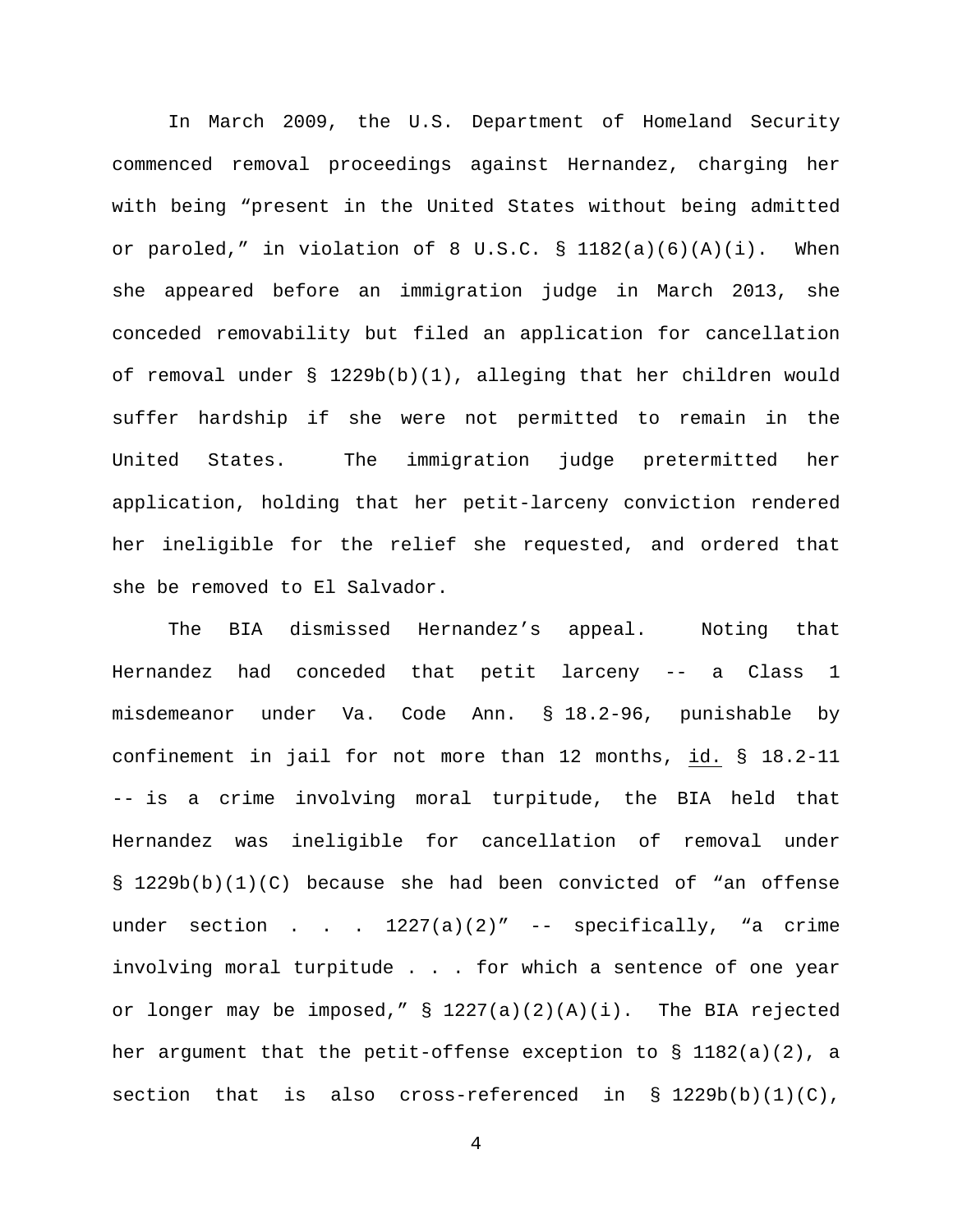In March 2009, the U.S. Department of Homeland Security commenced removal proceedings against Hernandez, charging her with being "present in the United States without being admitted or paroled," in violation of 8 U.S.C. § 1182(a)(6)(A)(i). When she appeared before an immigration judge in March 2013, she conceded removability but filed an application for cancellation of removal under § 1229b(b)(1), alleging that her children would suffer hardship if she were not permitted to remain in the United States. The immigration judge pretermitted her application, holding that her petit-larceny conviction rendered her ineligible for the relief she requested, and ordered that she be removed to El Salvador.

The BIA dismissed Hernandez's appeal. Noting that Hernandez had conceded that petit larceny -- a Class 1 misdemeanor under Va. Code Ann. § 18.2-96, punishable by confinement in jail for not more than 12 months, id. § 18.2-11 -- is a crime involving moral turpitude, the BIA held that Hernandez was ineligible for cancellation of removal under § 1229b(b)(1)(C) because she had been convicted of "an offense under section . . . 1227(a)(2)" -- specifically, "a crime involving moral turpitude . . . for which a sentence of one year or longer may be imposed," § 1227(a)(2)(A)(i). The BIA rejected her argument that the petit-offense exception to § 1182(a)(2), a section that is also cross-referenced in § 1229b(b)(1)(C),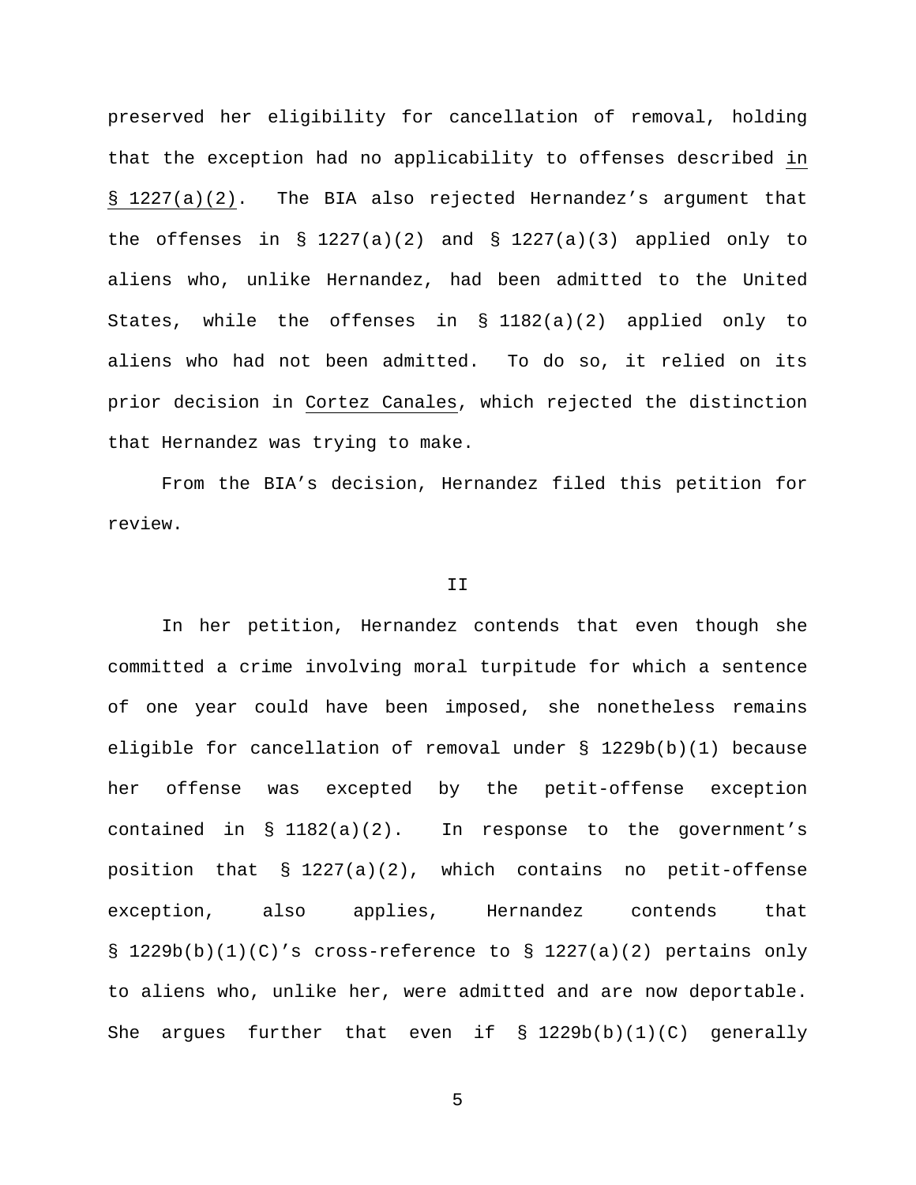preserved her eligibility for cancellation of removal, holding that the exception had no applicability to offenses described in § 1227(a)(2). The BIA also rejected Hernandez's argument that the offenses in § 1227(a)(2) and § 1227(a)(3) applied only to aliens who, unlike Hernandez, had been admitted to the United States, while the offenses in § 1182(a)(2) applied only to aliens who had not been admitted. To do so, it relied on its prior decision in Cortez Canales, which rejected the distinction that Hernandez was trying to make.

From the BIA's decision, Hernandez filed this petition for review.

## II

In her petition, Hernandez contends that even though she committed a crime involving moral turpitude for which a sentence of one year could have been imposed, she nonetheless remains eligible for cancellation of removal under § 1229b(b)(1) because her offense was excepted by the petit-offense exception contained in § 1182(a)(2). In response to the government's position that § 1227(a)(2), which contains no petit-offense exception, also applies, Hernandez contends that § 1229b(b)(1)(C)'s cross-reference to § 1227(a)(2) pertains only to aliens who, unlike her, were admitted and are now deportable. She argues further that even if § 1229b(b)(1)(C) generally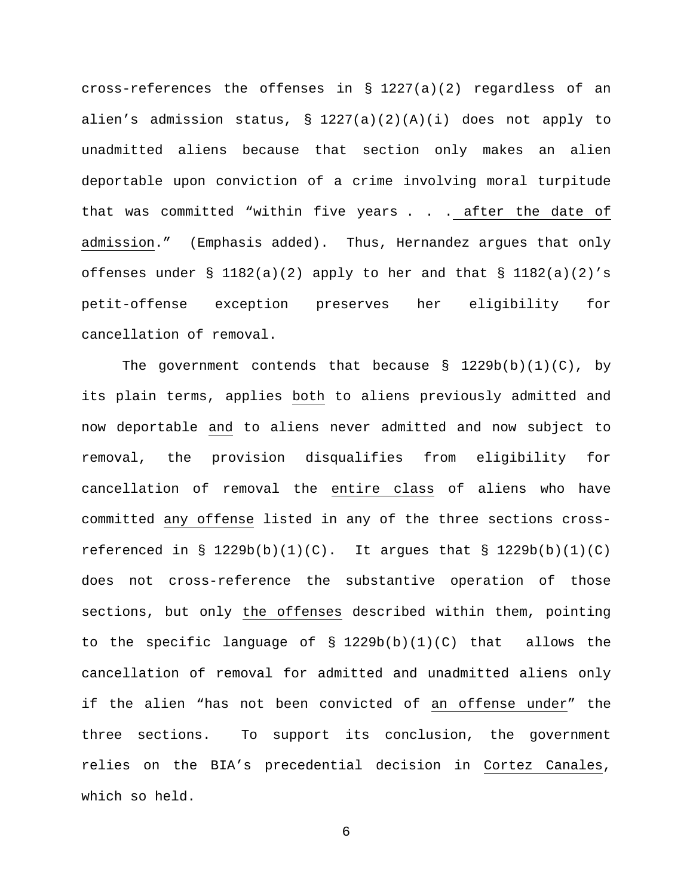cross-references the offenses in § 1227(a)(2) regardless of an alien's admission status, § 1227(a)(2)(A)(i) does not apply to unadmitted aliens because that section only makes an alien deportable upon conviction of a crime involving moral turpitude that was committed "within five years . . . <u>after the date of admission</u>." (Emphasis added). Thus, Hernandez argues that only offenses under § 1182(a)(2) apply to her and that § 1182(a)(2)'s petit-offense exception preserves her eligibility for cancellation of removal.

The government contends that because § 1229b(b)(1)(C), by its plain terms, applies <u>both</u> to aliens previously admitted and now deportable <u>and</u> to aliens never admitted and now subject to removal, the provision disqualifies from eligibility for cancellation of removal the <u>entire class</u> of aliens who have committed <u>any offense</u> listed in any of the three sections cross-referenced in § 1229b(b)(1)(C). It argues that § 1229b(b)(1)(C) does not cross-reference the substantive operation of those sections, but only <u>the offenses</u> described within them, pointing to the specific language of § 1229b(b)(1)(C) that allows the cancellation of removal for admitted and unadmitted aliens only if the alien "has not been convicted of <u>an offense under</u>" the three sections. To support its conclusion, the government relies on the BIA's precedential decision in <u>Cortez Canales</u>, which so held.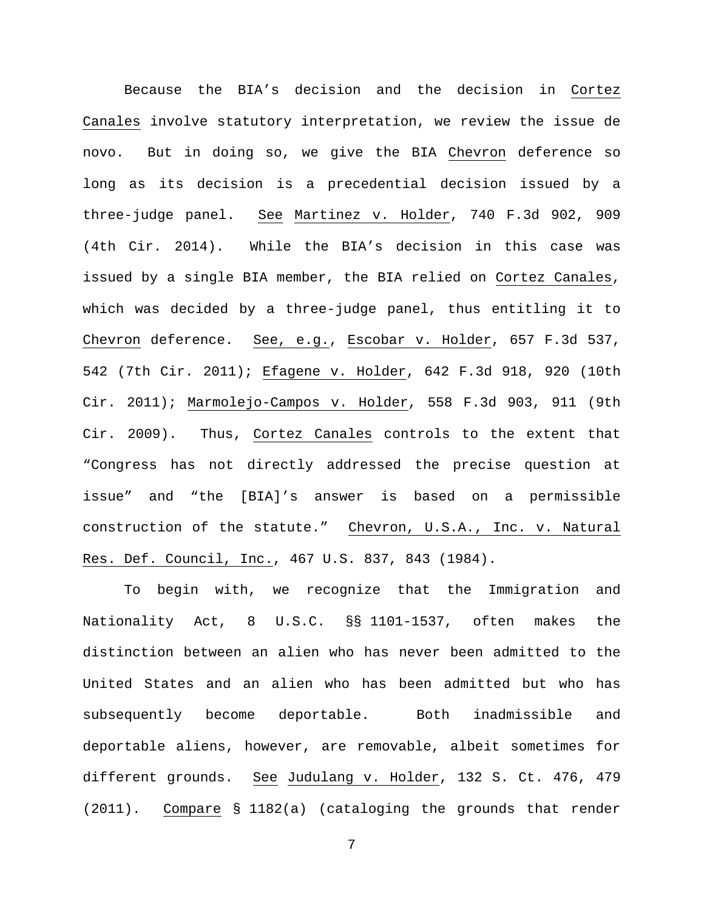Because the BIA's decision and the decision in Cortez Canales involve statutory interpretation, we review the issue de novo. But in doing so, we give the BIA Chevron deference so long as its decision is a precedential decision issued by a three-judge panel. See Martinez v. Holder, 740 F.3d 902, 909 (4th Cir. 2014). While the BIA's decision in this case was issued by a single BIA member, the BIA relied on Cortez Canales, which was decided by a three-judge panel, thus entitling it to Chevron deference. See, e.g., Escobar v. Holder, 657 F.3d 537, 542 (7th Cir. 2011); Efagene v. Holder, 642 F.3d 918, 920 (10th Cir. 2011); Marmolejo-Campos v. Holder, 558 F.3d 903, 911 (9th Cir. 2009). Thus, Cortez Canales controls to the extent that "Congress has not directly addressed the precise question at issue" and "the [BIA]'s answer is based on a permissible construction of the statute." Chevron, U.S.A., Inc. v. Natural Res. Def. Council, Inc., 467 U.S. 837, 843 (1984).

To begin with, we recognize that the Immigration and Nationality Act, 8 U.S.C. §§ 1101-1537, often makes the distinction between an alien who has never been admitted to the United States and an alien who has been admitted but who has subsequently become deportable. Both inadmissible and deportable aliens, however, are removable, albeit sometimes for different grounds. See Judulang v. Holder, 132 S. Ct. 476, 479 (2011). Compare § 1182(a) (cataloging the grounds that render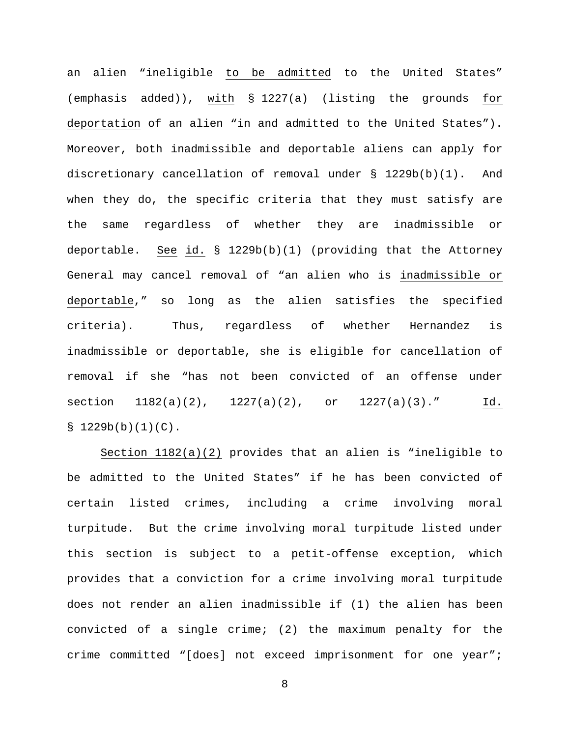an alien "ineligible to be admitted to the United States" (emphasis added)), with § 1227(a) (listing the grounds for deportation of an alien "in and admitted to the United States"). Moreover, both inadmissible and deportable aliens can apply for discretionary cancellation of removal under § 1229b(b)(1). And when they do, the specific criteria that they must satisfy are the same regardless of whether they are inadmissible or deportable. See id. § 1229b(b)(1) (providing that the Attorney General may cancel removal of "an alien who is inadmissible or deportable," so long as the alien satisfies the specified criteria). Thus, regardless of whether Hernandez is inadmissible or deportable, she is eligible for cancellation of removal if she "has not been convicted of an offense under section 1182(a)(2), 1227(a)(2), or 1227(a)(3)." Id. § 1229b(b)(1)(C).

Section 1182(a)(2) provides that an alien is "ineligible to be admitted to the United States" if he has been convicted of certain listed crimes, including a crime involving moral turpitude. But the crime involving moral turpitude listed under this section is subject to a petit-offense exception, which provides that a conviction for a crime involving moral turpitude does not render an alien inadmissible if (1) the alien has been convicted of a single crime; (2) the maximum penalty for the crime committed "[does] not exceed imprisonment for one year";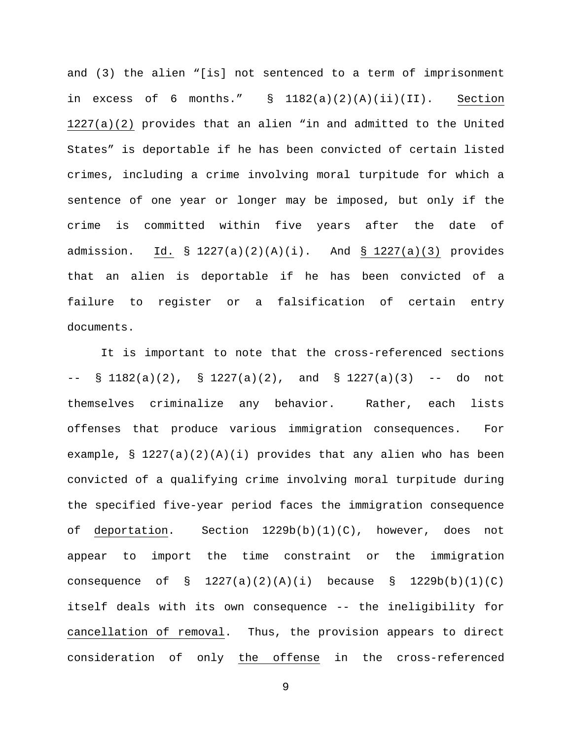and (3) the alien "[is] not sentenced to a term of imprisonment in excess of 6 months." § 1182(a)(2)(A)(ii)(II). Section 1227(a)(2) provides that an alien "in and admitted to the United States" is deportable if he has been convicted of certain listed crimes, including a crime involving moral turpitude for which a sentence of one year or longer may be imposed, but only if the crime is committed within five years after the date of admission. Id. § 1227(a)(2)(A)(i). And § 1227(a)(3) provides that an alien is deportable if he has been convicted of a failure to register or a falsification of certain entry documents.

It is important to note that the cross-referenced sections -- § 1182(a)(2), § 1227(a)(2), and § 1227(a)(3) -- do not themselves criminalize any behavior. Rather, each lists offenses that produce various immigration consequences. For example, § 1227(a)(2)(A)(i) provides that any alien who has been convicted of a qualifying crime involving moral turpitude during the specified five-year period faces the immigration consequence of deportation. Section 1229b(b)(1)(C), however, does not appear to import the time constraint or the immigration consequence of § 1227(a)(2)(A)(i) because § 1229b(b)(1)(C) itself deals with its own consequence -- the ineligibility for cancellation of removal. Thus, the provision appears to direct consideration of only the offense in the cross-referenced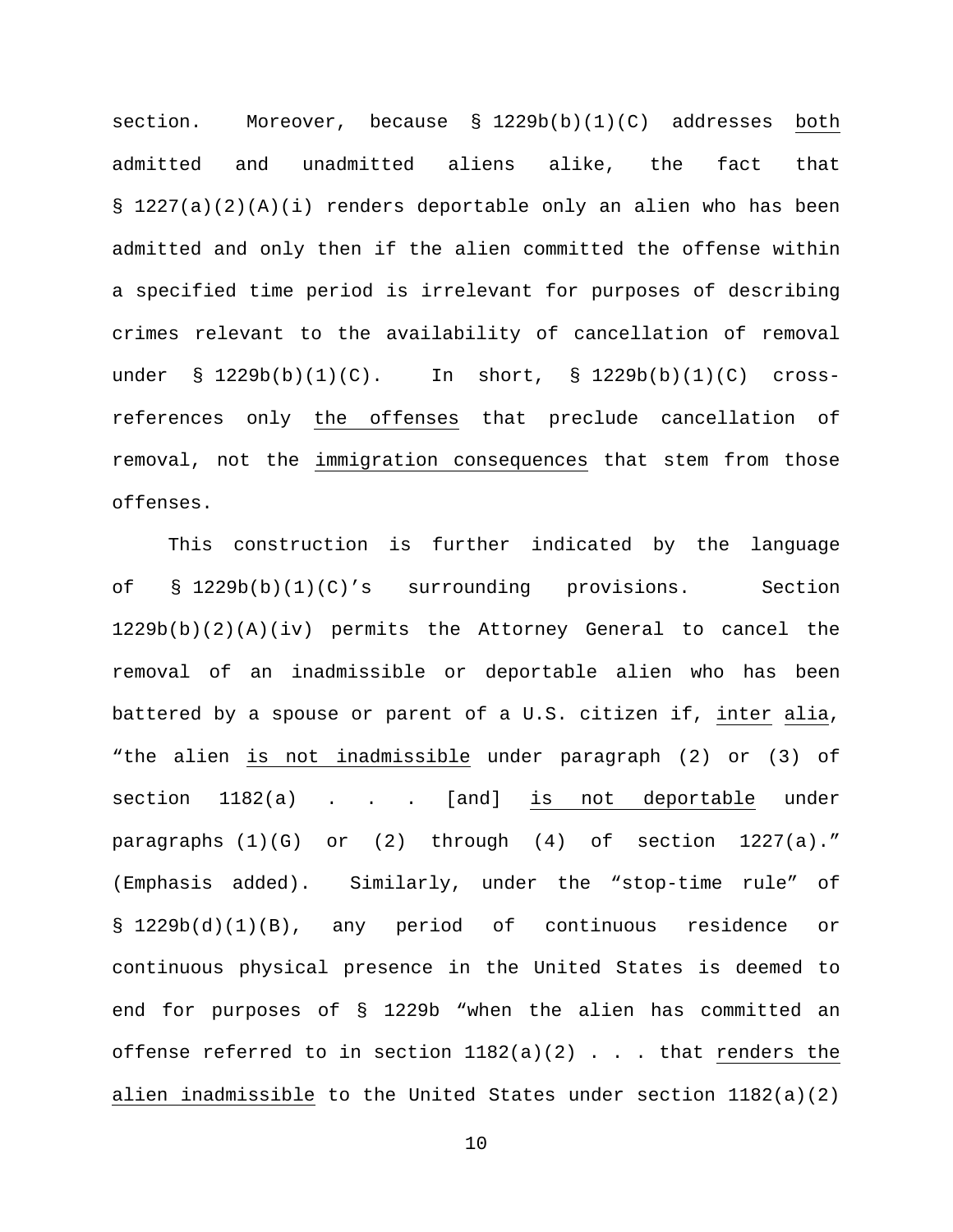section. Moreover, because § 1229b(b)(1)(C) addresses _both_ admitted and unadmitted aliens alike, the fact that § 1227(a)(2)(A)(i) renders deportable only an alien who has been admitted and only then if the alien committed the offense within a specified time period is irrelevant for purposes of describing crimes relevant to the availability of cancellation of removal under § 1229b(b)(1)(C). In short, § 1229b(b)(1)(C) cross-references only _the offenses_ that preclude cancellation of removal, not the _immigration consequences_ that stem from those offenses.

This construction is further indicated by the language of § 1229b(b)(1)(C)'s surrounding provisions. Section 1229b(b)(2)(A)(iv) permits the Attorney General to cancel the removal of an inadmissible or deportable alien who has been battered by a spouse or parent of a U.S. citizen if, _inter alia_, "the alien _is not inadmissible_ under paragraph (2) or (3) of section 1182(a) . . . [and] _is not deportable_ under paragraphs (1)(G) or (2) through (4) of section 1227(a)." (Emphasis added). Similarly, under the "stop-time rule" of § 1229b(d)(1)(B), any period of continuous residence or continuous physical presence in the United States is deemed to end for purposes of § 1229b "when the alien has committed an offense referred to in section 1182(a)(2) . . . that _renders the alien inadmissible_ to the United States under section 1182(a)(2)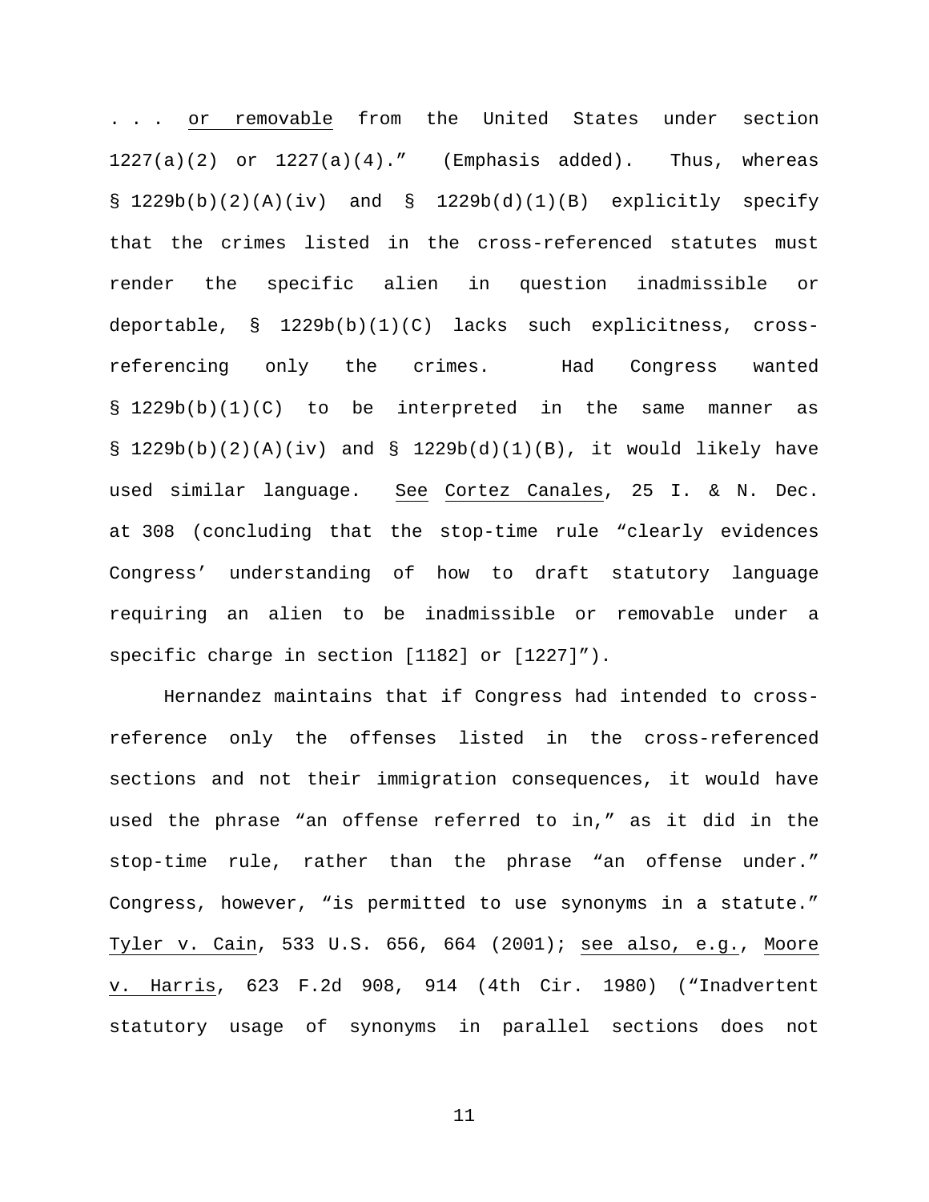. . . <u>or removable</u> from the United States under section 1227(a)(2) or 1227(a)(4)." (Emphasis added). Thus, whereas § 1229b(b)(2)(A)(iv) and § 1229b(d)(1)(B) explicitly specify that the crimes listed in the cross-referenced statutes must render the specific alien in question inadmissible or deportable, § 1229b(b)(1)(C) lacks such explicitness, cross-referencing only the crimes. Had Congress wanted § 1229b(b)(1)(C) to be interpreted in the same manner as § 1229b(b)(2)(A)(iv) and § 1229b(d)(1)(B), it would likely have used similar language. <u>See</u> <u>Cortez Canales</u>, 25 I. & N. Dec. at 308 (concluding that the stop-time rule "clearly evidences Congress' understanding of how to draft statutory language requiring an alien to be inadmissible or removable under a specific charge in section [1182] or [1227]").

Hernandez maintains that if Congress had intended to cross-reference only the offenses listed in the cross-referenced sections and not their immigration consequences, it would have used the phrase "an offense referred to in," as it did in the stop-time rule, rather than the phrase "an offense under." Congress, however, "is permitted to use synonyms in a statute." <u>Tyler v. Cain</u>, 533 U.S. 656, 664 (2001); <u>see also, e.g.</u>, <u>Moore v. Harris</u>, 623 F.2d 908, 914 (4th Cir. 1980) ("Inadvertent statutory usage of synonyms in parallel sections does not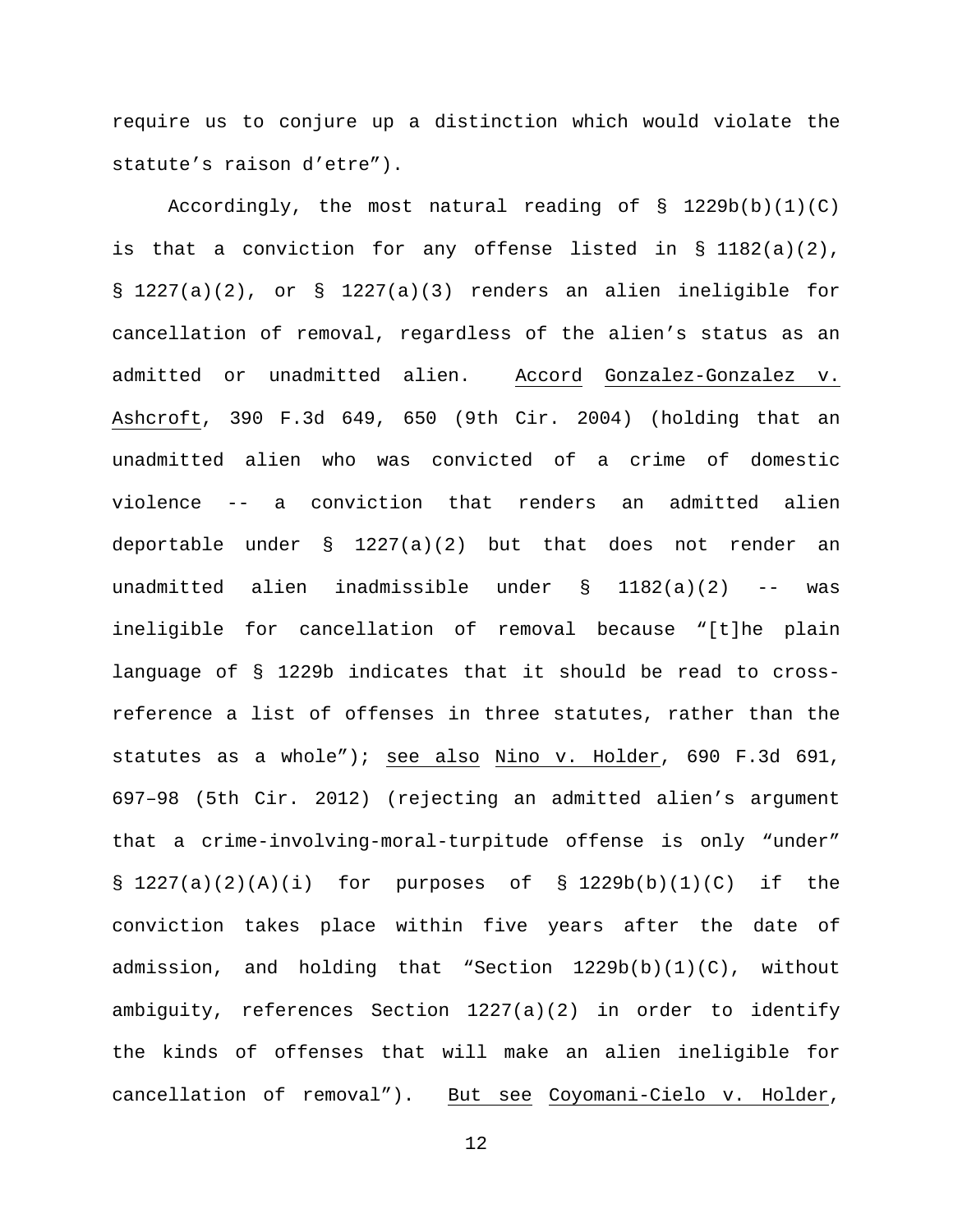require us to conjure up a distinction which would violate the statute's raison d'etre").

Accordingly, the most natural reading of § 1229b(b)(1)(C) is that a conviction for any offense listed in § 1182(a)(2), § 1227(a)(2), or § 1227(a)(3) renders an alien ineligible for cancellation of removal, regardless of the alien's status as an admitted or unadmitted alien. Accord Gonzalez-Gonzalez v. Ashcroft, 390 F.3d 649, 650 (9th Cir. 2004) (holding that an unadmitted alien who was convicted of a crime of domestic violence -- a conviction that renders an admitted alien deportable under § 1227(a)(2) but that does not render an unadmitted alien inadmissible under § 1182(a)(2) -- was ineligible for cancellation of removal because "[t]he plain language of § 1229b indicates that it should be read to cross-reference a list of offenses in three statutes, rather than the statutes as a whole"); see also Nino v. Holder, 690 F.3d 691, 697–98 (5th Cir. 2012) (rejecting an admitted alien's argument that a crime-involving-moral-turpitude offense is only "under" § 1227(a)(2)(A)(i) for purposes of § 1229b(b)(1)(C) if the conviction takes place within five years after the date of admission, and holding that "Section 1229b(b)(1)(C), without ambiguity, references Section 1227(a)(2) in order to identify the kinds of offenses that will make an alien ineligible for cancellation of removal"). But see Coyomani-Cielo v. Holder,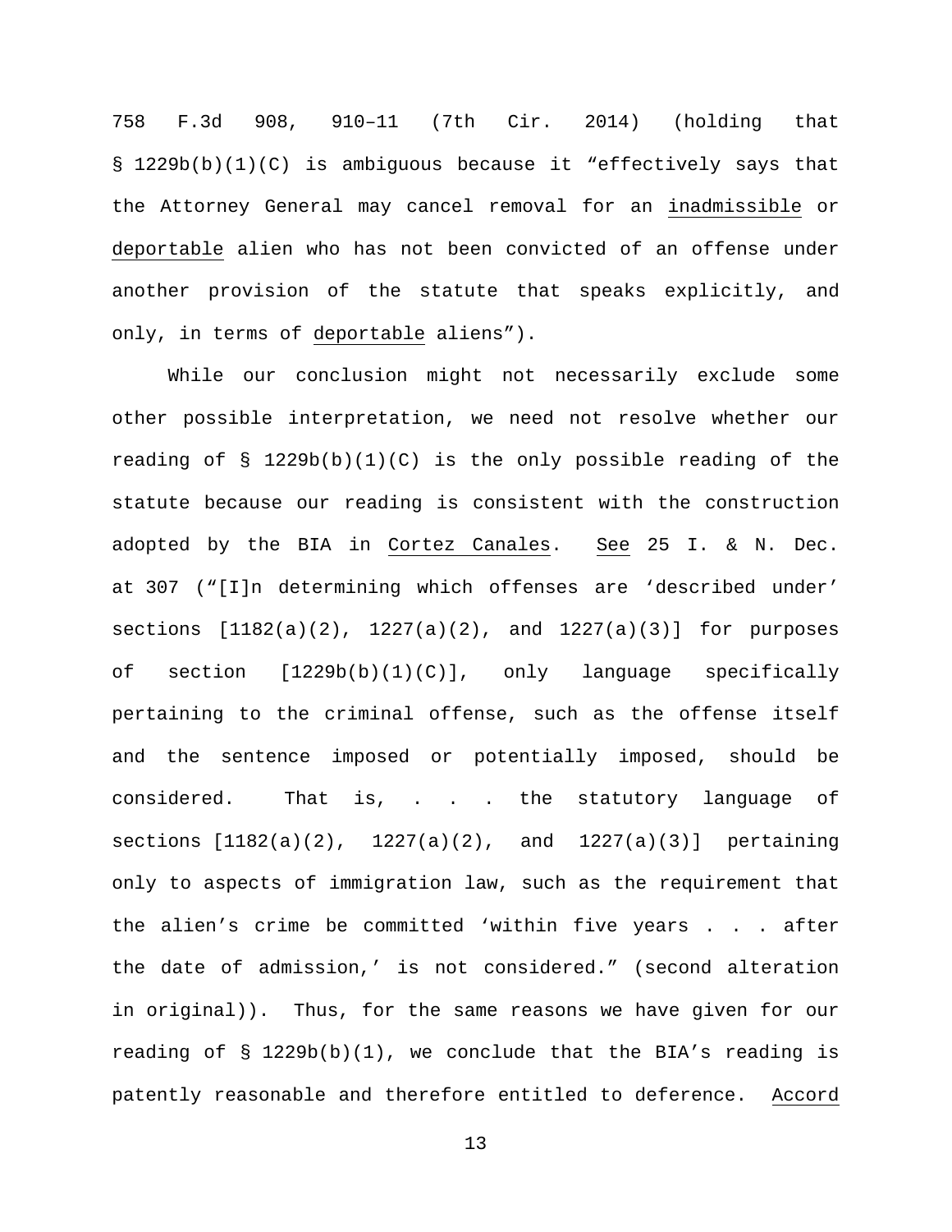758 F.3d 908, 910–11 (7th Cir. 2014) (holding that § 1229b(b)(1)(C) is ambiguous because it "effectively says that the Attorney General may cancel removal for an inadmissible or deportable alien who has not been convicted of an offense under another provision of the statute that speaks explicitly, and only, in terms of deportable aliens").

While our conclusion might not necessarily exclude some other possible interpretation, we need not resolve whether our reading of § 1229b(b)(1)(C) is the only possible reading of the statute because our reading is consistent with the construction adopted by the BIA in Cortez Canales. See 25 I. & N. Dec. at 307 ("[I]n determining which offenses are 'described under' sections [1182(a)(2), 1227(a)(2), and 1227(a)(3)] for purposes of section [1229b(b)(1)(C)], only language specifically pertaining to the criminal offense, such as the offense itself and the sentence imposed or potentially imposed, should be considered. That is, . . . the statutory language of sections [1182(a)(2), 1227(a)(2), and 1227(a)(3)] pertaining only to aspects of immigration law, such as the requirement that the alien's crime be committed 'within five years . . . after the date of admission,' is not considered." (second alteration in original)). Thus, for the same reasons we have given for our reading of § 1229b(b)(1), we conclude that the BIA's reading is patently reasonable and therefore entitled to deference. Accord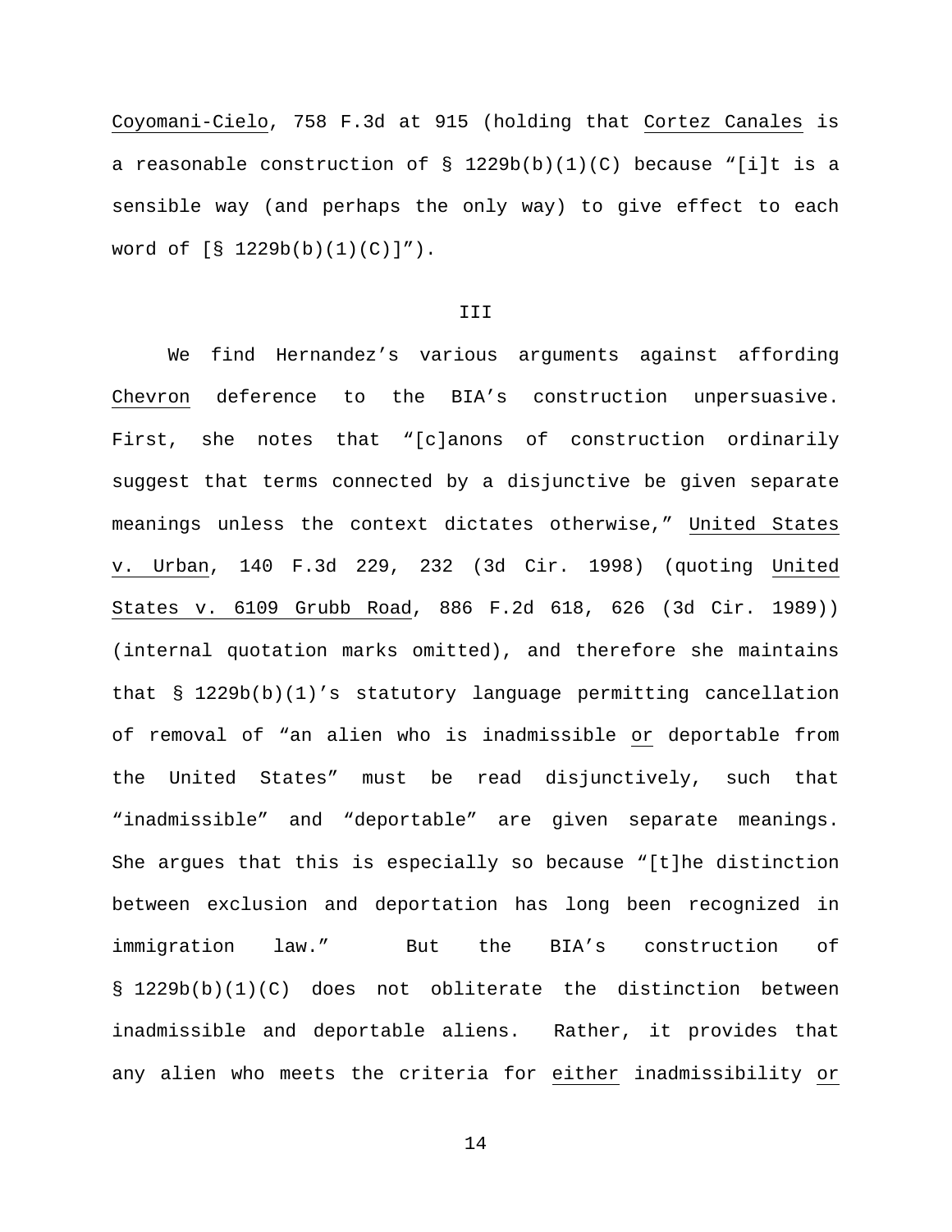Coyomani-Cielo, 758 F.3d at 915 (holding that Cortez Canales is a reasonable construction of § 1229b(b)(1)(C) because "[i]t is a sensible way (and perhaps the only way) to give effect to each word of [§ 1229b(b)(1)(C)]").

III

We find Hernandez's various arguments against affording Chevron deference to the BIA's construction unpersuasive. First, she notes that "[c]anons of construction ordinarily suggest that terms connected by a disjunctive be given separate meanings unless the context dictates otherwise," United States v. Urban, 140 F.3d 229, 232 (3d Cir. 1998) (quoting United States v. 6109 Grubb Road, 886 F.2d 618, 626 (3d Cir. 1989)) (internal quotation marks omitted), and therefore she maintains that § 1229b(b)(1)'s statutory language permitting cancellation of removal of "an alien who is inadmissible or deportable from the United States" must be read disjunctively, such that "inadmissible" and "deportable" are given separate meanings. She argues that this is especially so because "[t]he distinction between exclusion and deportation has long been recognized in immigration law." But the BIA's construction of § 1229b(b)(1)(C) does not obliterate the distinction between inadmissible and deportable aliens. Rather, it provides that any alien who meets the criteria for either inadmissibility or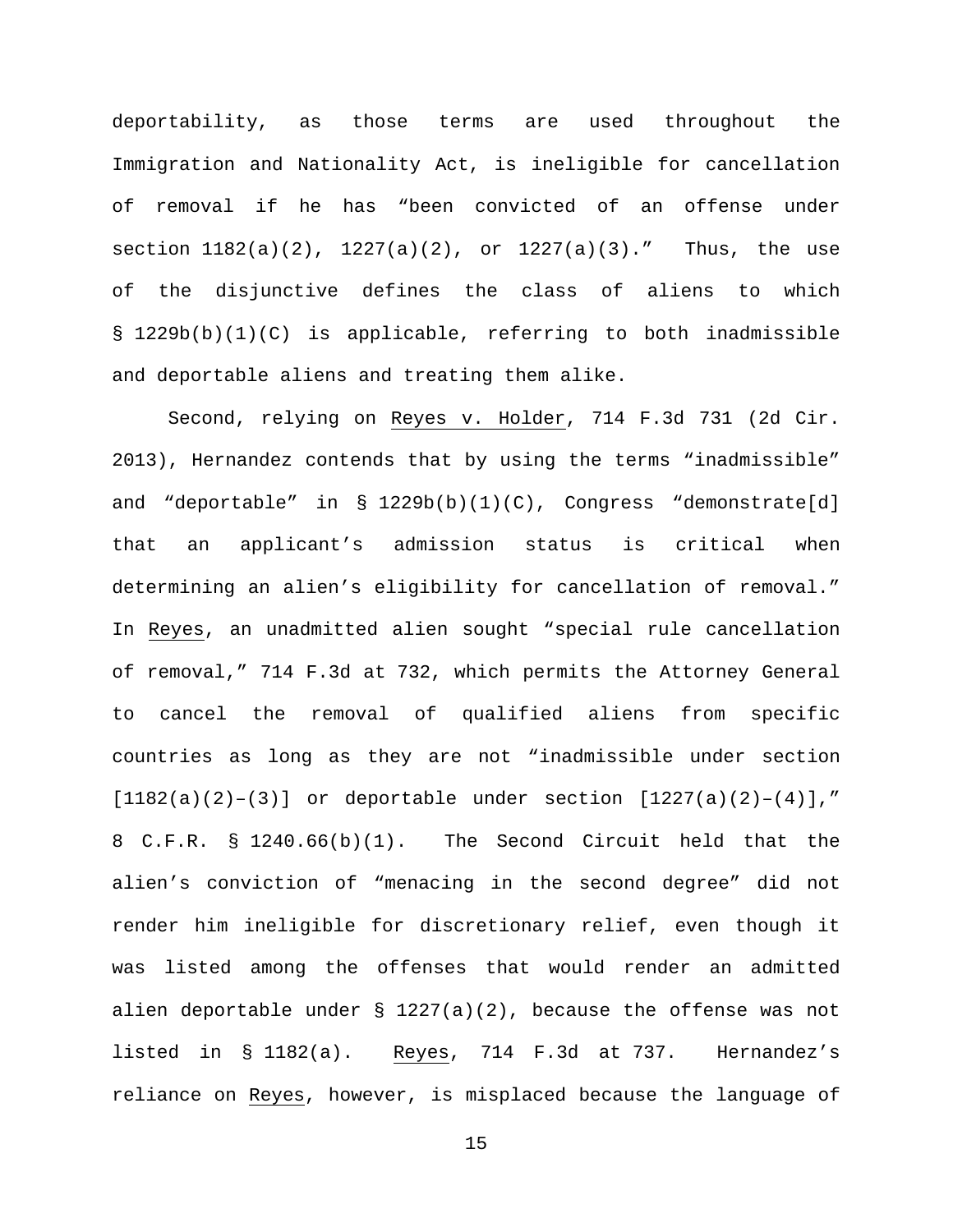deportability, as those terms are used throughout the Immigration and Nationality Act, is ineligible for cancellation of removal if he has "been convicted of an offense under section 1182(a)(2), 1227(a)(2), or 1227(a)(3)." Thus, the use of the disjunctive defines the class of aliens to which § 1229b(b)(1)(C) is applicable, referring to both inadmissible and deportable aliens and treating them alike.

Second, relying on Reyes v. Holder, 714 F.3d 731 (2d Cir. 2013), Hernandez contends that by using the terms "inadmissible" and "deportable" in § 1229b(b)(1)(C), Congress "demonstrate[d] that an applicant's admission status is critical when determining an alien's eligibility for cancellation of removal." In Reyes, an unadmitted alien sought "special rule cancellation of removal," 714 F.3d at 732, which permits the Attorney General to cancel the removal of qualified aliens from specific countries as long as they are not "inadmissible under section [1182(a)(2)–(3)] or deportable under section [1227(a)(2)–(4)]," 8 C.F.R. § 1240.66(b)(1). The Second Circuit held that the alien's conviction of "menacing in the second degree" did not render him ineligible for discretionary relief, even though it was listed among the offenses that would render an admitted alien deportable under § 1227(a)(2), because the offense was not listed in § 1182(a). Reyes, 714 F.3d at 737. Hernandez's reliance on Reyes, however, is misplaced because the language of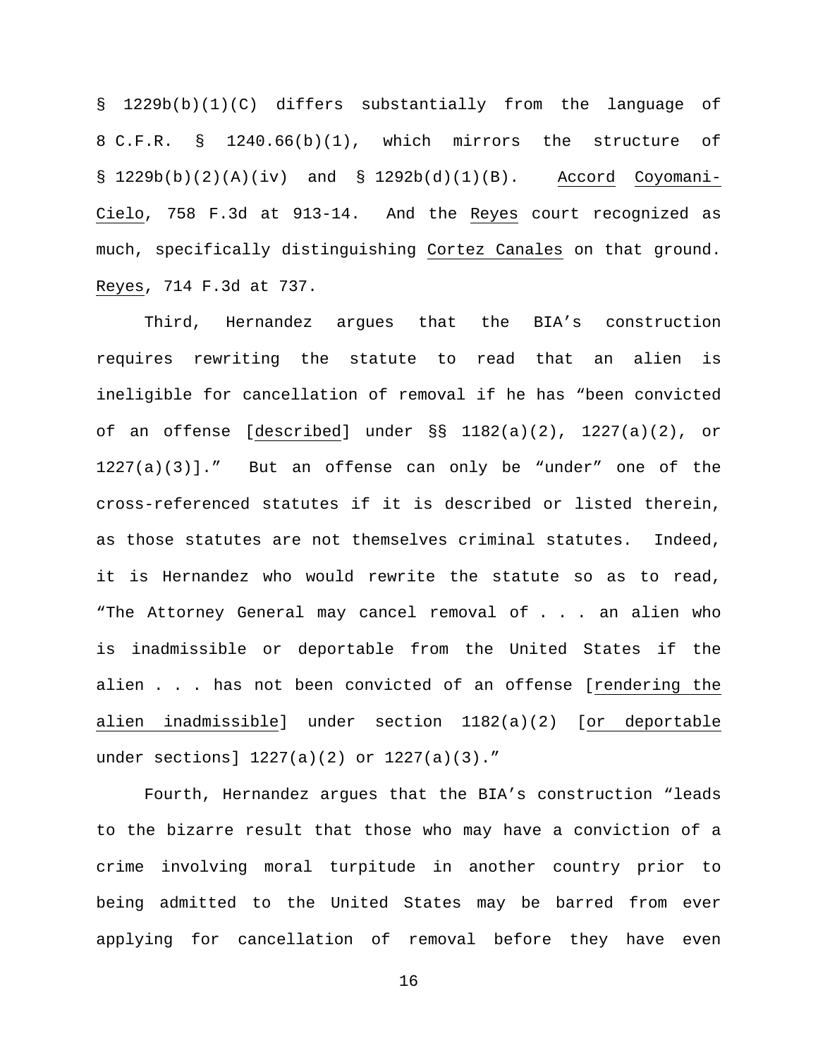§ 1229b(b)(1)(C) differs substantially from the language of 8 C.F.R. § 1240.66(b)(1), which mirrors the structure of § 1229b(b)(2)(A)(iv) and § 1292b(d)(1)(B). _Accord_ _Coyomani-Cielo_, 758 F.3d at 913-14. And the _Reyes_ court recognized as much, specifically distinguishing _Cortez Canales_ on that ground. _Reyes_, 714 F.3d at 737.

Third, Hernandez argues that the BIA's construction requires rewriting the statute to read that an alien is ineligible for cancellation of removal if he has "been convicted of an offense [_described_] under §§ 1182(a)(2), 1227(a)(2), or 1227(a)(3)]." But an offense can only be "under" one of the cross-referenced statutes if it is described or listed therein, as those statutes are not themselves criminal statutes. Indeed, it is Hernandez who would rewrite the statute so as to read, "The Attorney General may cancel removal of . . . an alien who is inadmissible or deportable from the United States if the alien . . . has not been convicted of an offense [_rendering the alien inadmissible_] under section 1182(a)(2) [_or deportable_ under sections] 1227(a)(2) or 1227(a)(3)."

Fourth, Hernandez argues that the BIA's construction "leads to the bizarre result that those who may have a conviction of a crime involving moral turpitude in another country prior to being admitted to the United States may be barred from ever applying for cancellation of removal before they have even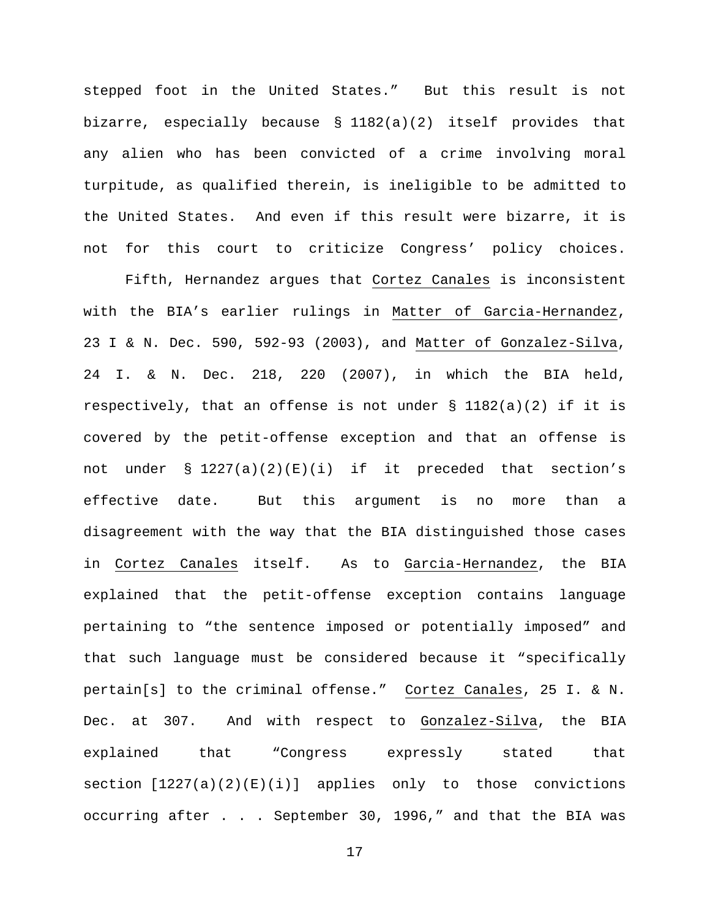stepped foot in the United States." But this result is not bizarre, especially because § 1182(a)(2) itself provides that any alien who has been convicted of a crime involving moral turpitude, as qualified therein, is ineligible to be admitted to the United States. And even if this result were bizarre, it is not for this court to criticize Congress' policy choices.

Fifth, Hernandez argues that Cortez Canales is inconsistent with the BIA's earlier rulings in Matter of Garcia-Hernandez, 23 I & N. Dec. 590, 592-93 (2003), and Matter of Gonzalez-Silva, 24 I. & N. Dec. 218, 220 (2007), in which the BIA held, respectively, that an offense is not under § 1182(a)(2) if it is covered by the petit-offense exception and that an offense is not under § 1227(a)(2)(E)(i) if it preceded that section's effective date. But this argument is no more than a disagreement with the way that the BIA distinguished those cases in Cortez Canales itself. As to Garcia-Hernandez, the BIA explained that the petit-offense exception contains language pertaining to "the sentence imposed or potentially imposed" and that such language must be considered because it "specifically pertain[s] to the criminal offense." Cortez Canales, 25 I. & N. Dec. at 307. And with respect to Gonzalez-Silva, the BIA explained that "Congress expressly stated that section [1227(a)(2)(E)(i)] applies only to those convictions occurring after . . . September 30, 1996," and that the BIA was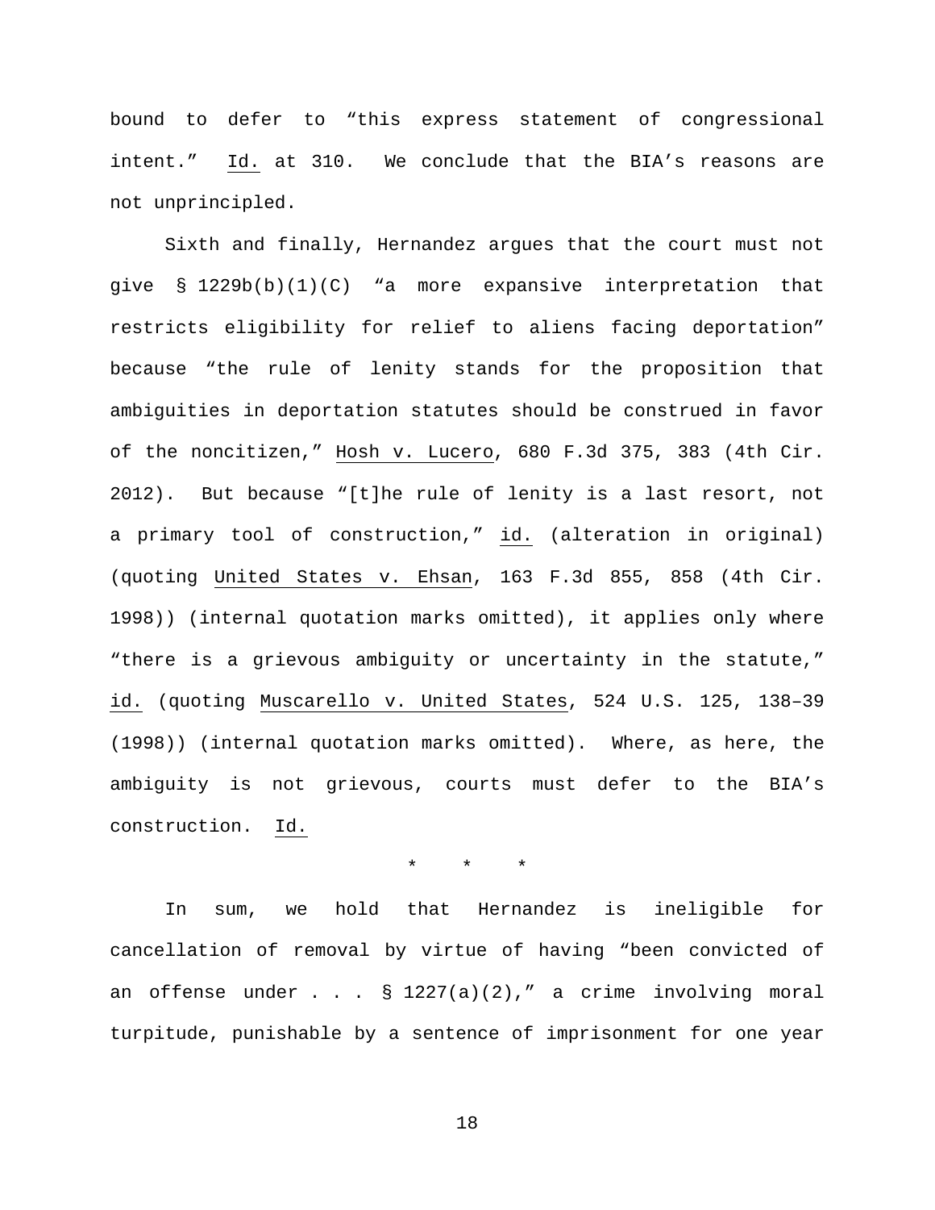bound to defer to "this express statement of congressional intent." Id. at 310. We conclude that the BIA's reasons are not unprincipled.

Sixth and finally, Hernandez argues that the court must not give § 1229b(b)(1)(C) "a more expansive interpretation that restricts eligibility for relief to aliens facing deportation" because "the rule of lenity stands for the proposition that ambiguities in deportation statutes should be construed in favor of the noncitizen," Hosh v. Lucero, 680 F.3d 375, 383 (4th Cir. 2012). But because "[t]he rule of lenity is a last resort, not a primary tool of construction," id. (alteration in original) (quoting United States v. Ehsan, 163 F.3d 855, 858 (4th Cir. 1998)) (internal quotation marks omitted), it applies only where "there is a grievous ambiguity or uncertainty in the statute," id. (quoting Muscarello v. United States, 524 U.S. 125, 138–39 (1998)) (internal quotation marks omitted). Where, as here, the ambiguity is not grievous, courts must defer to the BIA's construction. Id.

\* \* \*

In sum, we hold that Hernandez is ineligible for cancellation of removal by virtue of having "been convicted of an offense under . . . § 1227(a)(2)," a crime involving moral turpitude, punishable by a sentence of imprisonment for one year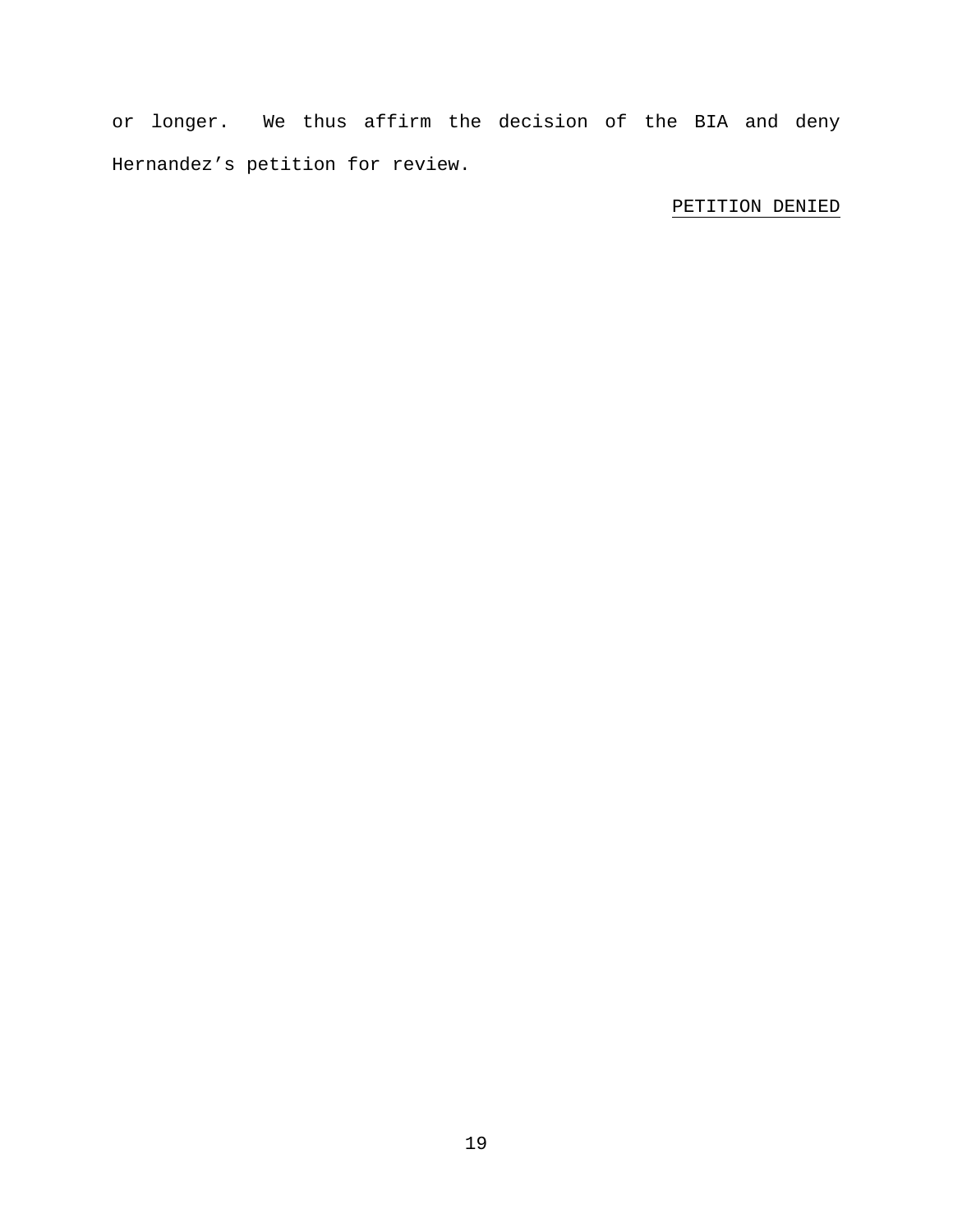or longer. We thus affirm the decision of the BIA and deny Hernandez's petition for review.

PETITION DENIED